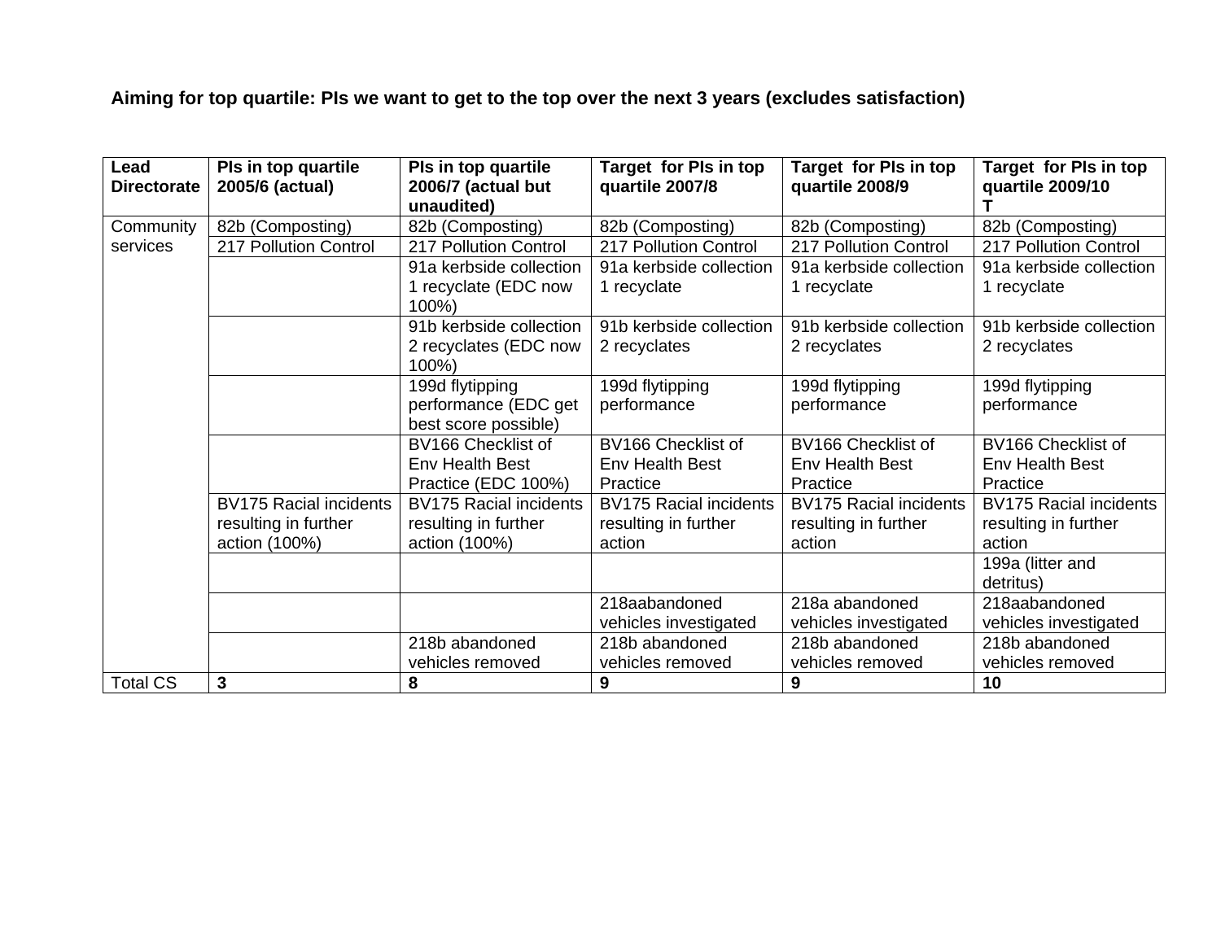**Aiming for top quartile: PIs we want to get to the top over the next 3 years (excludes satisfaction)**

| **Lead Directorate** | **PIs in top quartile 2005/6 (actual)** | **PIs in top quartile 2006/7 (actual but unaudited)** | **Target for PIs in top quartile 2007/8** | **Target for PIs in top quartile 2008/9** | **Target for PIs in top quartile 2009/10 T** |
|---|---|---|---|---|---|
| Community services | 82b (Composting) | 82b (Composting) | 82b (Composting) | 82b (Composting) | 82b (Composting) |
| | 217 Pollution Control | 217 Pollution Control | 217 Pollution Control | 217 Pollution Control | 217 Pollution Control |
| | | 91a kerbside collection 1 recyclate (EDC now 100%) | 91a kerbside collection 1 recyclate | 91a kerbside collection 1 recyclate | 91a kerbside collection 1 recyclate |
| | | 91b kerbside collection 2 recyclates (EDC now 100%) | 91b kerbside collection 2 recyclates | 91b kerbside collection 2 recyclates | 91b kerbside collection 2 recyclates |
| | | 199d flytipping performance (EDC get best score possible) | 199d flytipping performance | 199d flytipping performance | 199d flytipping performance |
| | | BV166 Checklist of Env Health Best Practice (EDC 100%) | BV166 Checklist of Env Health Best Practice | BV166 Checklist of Env Health Best Practice | BV166 Checklist of Env Health Best Practice |
| | BV175 Racial incidents resulting in further action (100%) | BV175 Racial incidents resulting in further action (100%) | BV175 Racial incidents resulting in further action | BV175 Racial incidents resulting in further action | BV175 Racial incidents resulting in further action |
| | | | | | 199a (litter and detritus) |
| | | | 218aabandoned vehicles investigated | 218a abandoned vehicles investigated | 218aabandoned vehicles investigated |
| | | 218b abandoned vehicles removed | 218b abandoned vehicles removed | 218b abandoned vehicles removed | 218b abandoned vehicles removed |
| Total CS | **3** | **8** | **9** | **9** | **10** |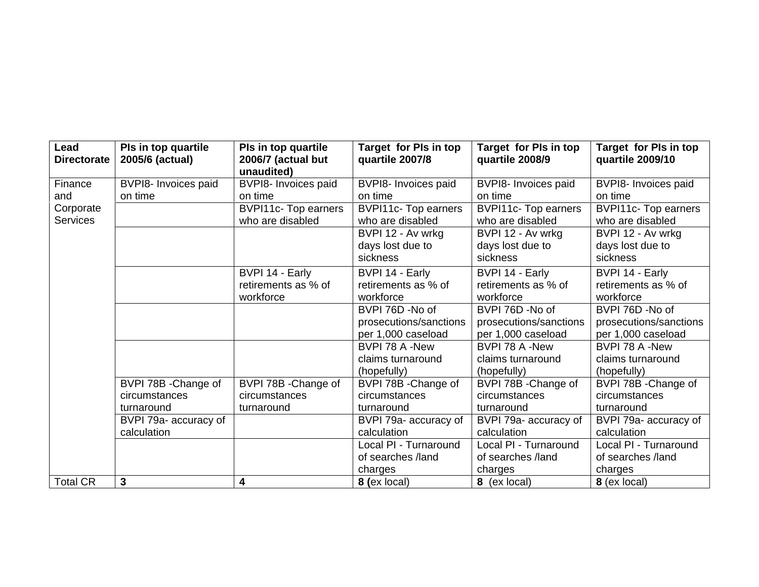| Lead Directorate | PIs in top quartile 2005/6 (actual) | PIs in top quartile 2006/7 (actual but unaudited) | Target for PIs in top quartile 2007/8 | Target for PIs in top quartile 2008/9 | Target for PIs in top quartile 2009/10 |
|---|---|---|---|---|---|
| Finance and Corporate Services | BVPI8- Invoices paid on time | BVPI8- Invoices paid on time | BVPI8- Invoices paid on time | BVPI8- Invoices paid on time | BVPI8- Invoices paid on time |
| | | BVPI11c- Top earners who are disabled | BVPI11c- Top earners who are disabled | BVPI11c- Top earners who are disabled | BVPI11c- Top earners who are disabled |
| | | | BVPI 12 - Av wrkg days lost due to sickness | BVPI 12 - Av wrkg days lost due to sickness | BVPI 12 - Av wrkg days lost due to sickness |
| | | BVPI 14 - Early retirements as % of workforce | BVPI 14 - Early retirements as % of workforce | BVPI 14 - Early retirements as % of workforce | BVPI 14 - Early retirements as % of workforce |
| | | | BVPI 76D -No of prosecutions/sanctions per 1,000 caseload | BVPI 76D -No of prosecutions/sanctions per 1,000 caseload | BVPI 76D -No of prosecutions/sanctions per 1,000 caseload |
| | | | BVPI 78 A -New claims turnaround (hopefully) | BVPI 78 A -New claims turnaround (hopefully) | BVPI 78 A -New claims turnaround (hopefully) |
| | BVPI 78B -Change of circumstances turnaround | BVPI 78B -Change of circumstances turnaround | BVPI 78B -Change of circumstances turnaround | BVPI 78B -Change of circumstances turnaround | BVPI 78B -Change of circumstances turnaround |
| | BVPI 79a- accuracy of calculation | | BVPI 79a- accuracy of calculation | BVPI 79a- accuracy of calculation | BVPI 79a- accuracy of calculation |
| | | | Local PI - Turnaround of searches /land charges | Local PI - Turnaround of searches /land charges | Local PI - Turnaround of searches /land charges |
| Total CR | **3** | **4** | **8 (**ex local) | **8** (ex local) | **8** (ex local) |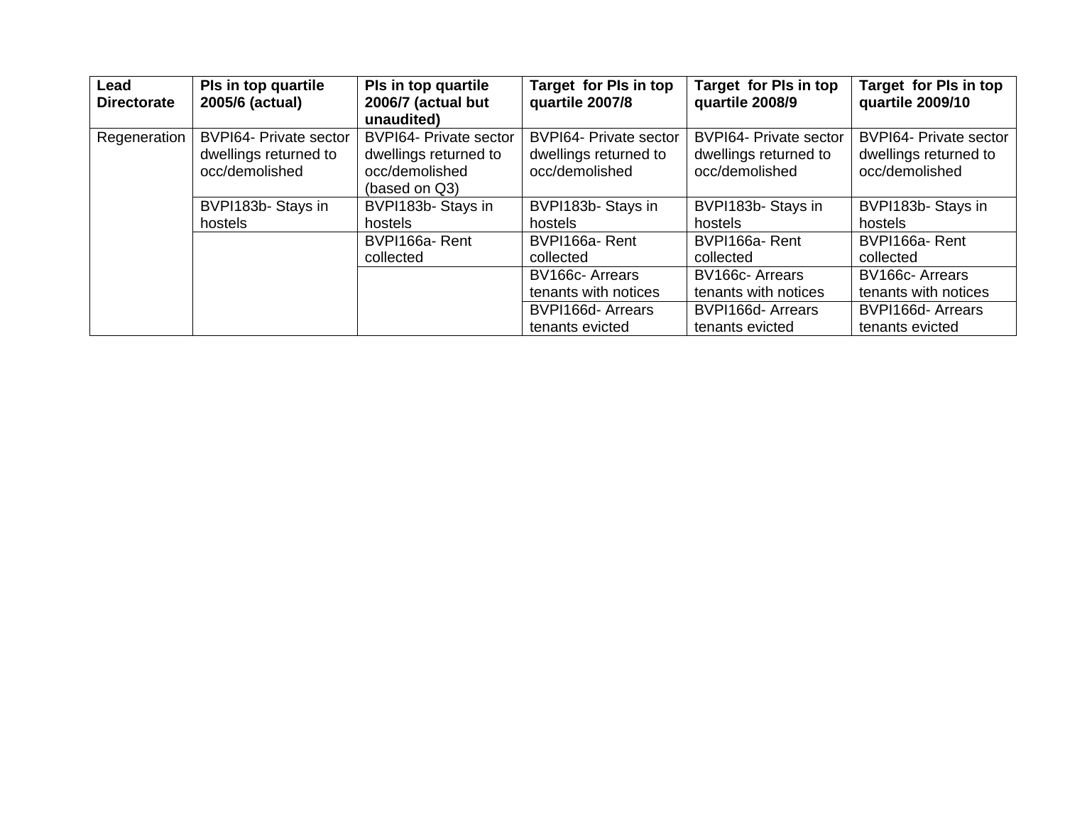| Lead Directorate | PIs in top quartile 2005/6 (actual) | PIs in top quartile 2006/7 (actual but unaudited) | Target for PIs in top quartile 2007/8 | Target for PIs in top quartile 2008/9 | Target for PIs in top quartile 2009/10 |
|---|---|---|---|---|---|
| Regeneration | BVPI64- Private sector dwellings returned to occ/demolished | BVPI64- Private sector dwellings returned to occ/demolished (based on Q3) | BVPI64- Private sector dwellings returned to occ/demolished | BVPI64- Private sector dwellings returned to occ/demolished | BVPI64- Private sector dwellings returned to occ/demolished |
| | BVPI183b- Stays in hostels | BVPI183b- Stays in hostels | BVPI183b- Stays in hostels | BVPI183b- Stays in hostels | BVPI183b- Stays in hostels |
| | | BVPI166a- Rent collected | BVPI166a- Rent collected | BVPI166a- Rent collected | BVPI166a- Rent collected |
| | | | BV166c- Arrears tenants with notices | BV166c- Arrears tenants with notices | BV166c- Arrears tenants with notices |
| | | | BVPI166d- Arrears tenants evicted | BVPI166d- Arrears tenants evicted | BVPI166d- Arrears tenants evicted |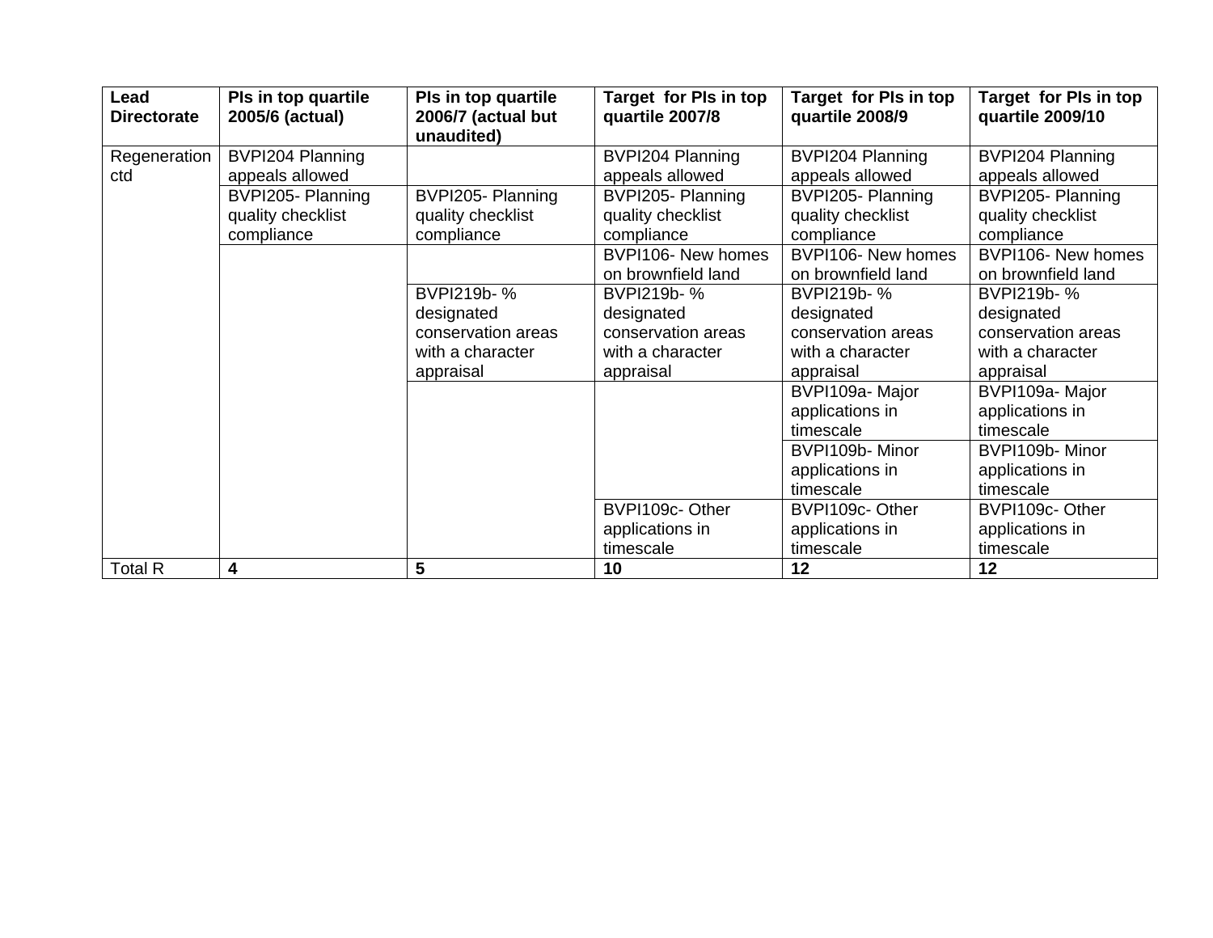| Lead Directorate | PIs in top quartile 2005/6 (actual) | PIs in top quartile 2006/7 (actual but unaudited) | Target for PIs in top quartile 2007/8 | Target for PIs in top quartile 2008/9 | Target for PIs in top quartile 2009/10 |
|---|---|---|---|---|---|
| Regeneration ctd | BVPI204 Planning appeals allowed | | BVPI204 Planning appeals allowed | BVPI204 Planning appeals allowed | BVPI204 Planning appeals allowed |
| | BVPI205- Planning quality checklist compliance | BVPI205- Planning quality checklist compliance | BVPI205- Planning quality checklist compliance | BVPI205- Planning quality checklist compliance | BVPI205- Planning quality checklist compliance |
| | | | BVPI106- New homes on brownfield land | BVPI106- New homes on brownfield land | BVPI106- New homes on brownfield land |
| | | BVPI219b- % designated conservation areas with a character appraisal | BVPI219b- % designated conservation areas with a character appraisal | BVPI219b- % designated conservation areas with a character appraisal | BVPI219b- % designated conservation areas with a character appraisal |
| | | | | BVPI109a- Major applications in timescale | BVPI109a- Major applications in timescale |
| | | | | BVPI109b- Minor applications in timescale | BVPI109b- Minor applications in timescale |
| | | | BVPI109c- Other applications in timescale | BVPI109c- Other applications in timescale | BVPI109c- Other applications in timescale |
| Total R | **4** | **5** | **10** | **12** | **12** |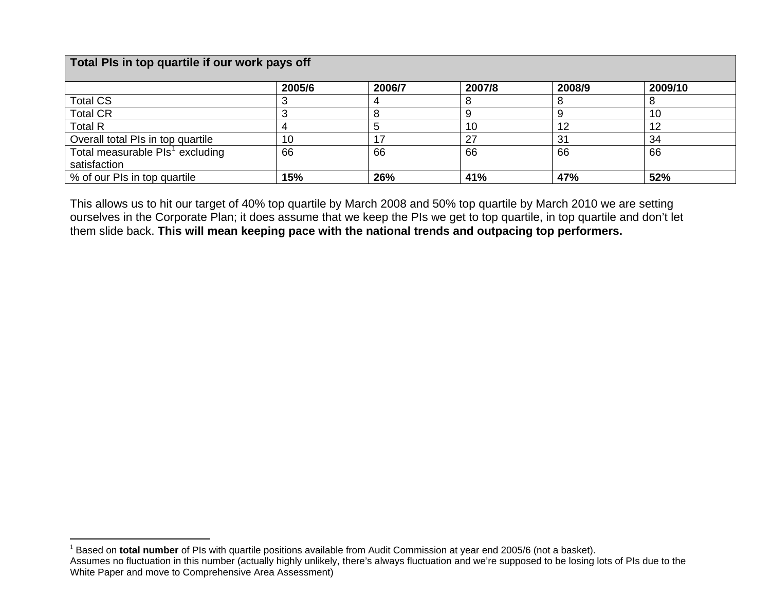| Total PIs in top quartile if our work pays off | | | | | |
|---|---|---|---|---|---|
| | **2005/6** | **2006/7** | **2007/8** | **2008/9** | **2009/10** |
| Total CS | 3 | 4 | 8 | 8 | 8 |
| Total CR | 3 | 8 | 9 | 9 | 10 |
| Total R | 4 | 5 | 10 | 12 | 12 |
| Overall total PIs in top quartile | 10 | 17 | 27 | 31 | 34 |
| Total measurable PIs[1] excluding satisfaction | 66 | 66 | 66 | 66 | 66 |
| % of our PIs in top quartile | **15%** | **26%** | **41%** | **47%** | **52%** |

This allows us to hit our target of 40% top quartile by March 2008 and 50% top quartile by March 2010 we are setting ourselves in the Corporate Plan; it does assume that we keep the PIs we get to top quartile, in top quartile and don't let them slide back. **This will mean keeping pace with the national trends and outpacing top performers.**

[1] Based on **total number** of PIs with quartile positions available from Audit Commission at year end 2005/6 (not a basket).
Assumes no fluctuation in this number (actually highly unlikely, there's always fluctuation and we're supposed to be losing lots of PIs due to the White Paper and move to Comprehensive Area Assessment)